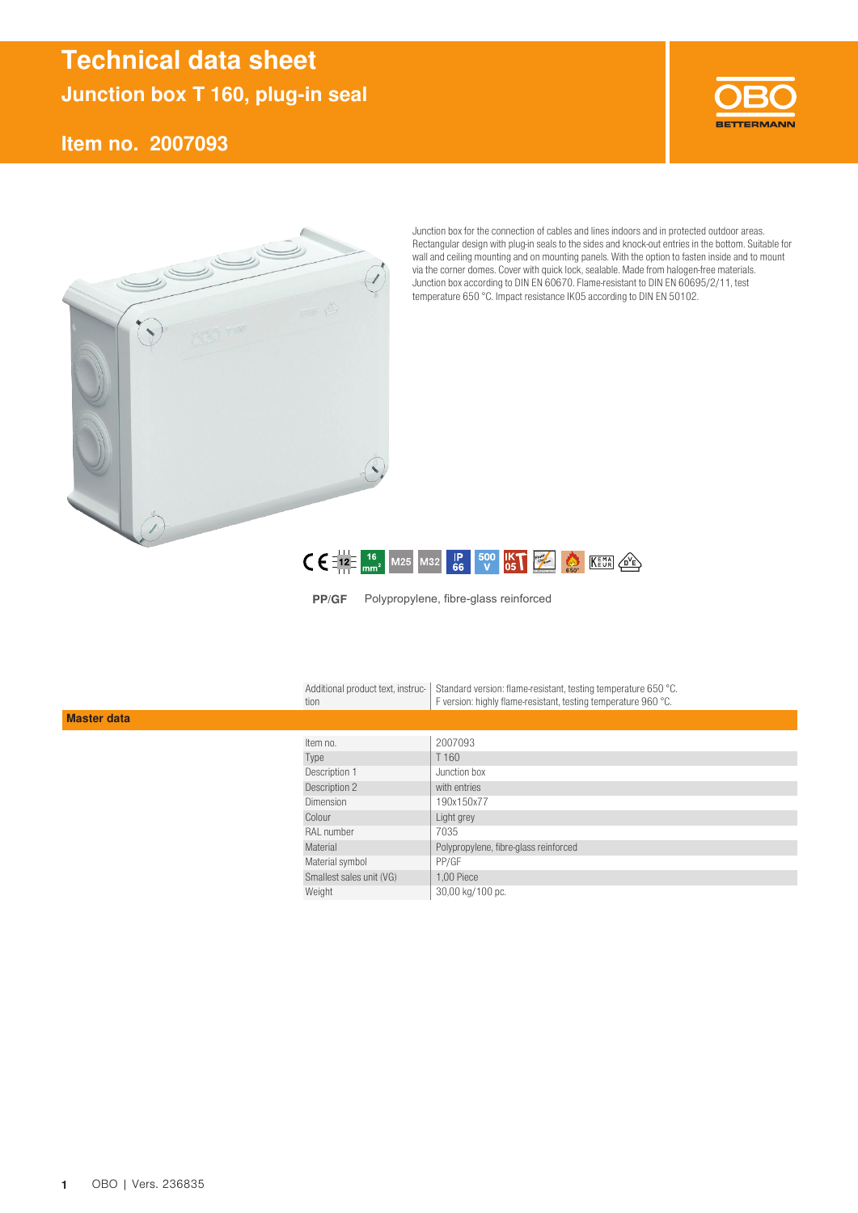# Technical data sheet

## Junction box T 160, plug-in seal

## Item no. 2007093

Junction box for the connection of cables and lines indoors and in protected outdoor areas. Rectangular design with plug-in seals to the sides and knock-out entries in the bottom. Suitable for wall and ceiling mounting and on mounting panels. With the option to fasten inside and to mount via the corner domes. Cover with quick lock, sealable. Made from halogen-free materials. Junction box according to DIN EN 60670. Flame-resistant to DIN EN 60695/2/11, test temperature 650 °C. Impact resistance IK05 according to DIN EN 50102.

**PP/GF** Polypropylene, fibre-glass reinforced

| Additional product text, instruction | Standard version: flame-resistant, testing temperature 650 °C.<br>F version: highly flame-resistant, testing temperature 960 °C. |
|---|---|

### Master data

| | |
|---|---|
| Item no. | 2007093 |
| Type | T 160 |
| Description 1 | Junction box |
| Description 2 | with entries |
| Dimension | 190x150x77 |
| Colour | Light grey |
| RAL number | 7035 |
| Material | Polypropylene, fibre-glass reinforced |
| Material symbol | PP/GF |
| Smallest sales unit (VG) | 1,00 Piece |
| Weight | 30,00 kg/100 pc. |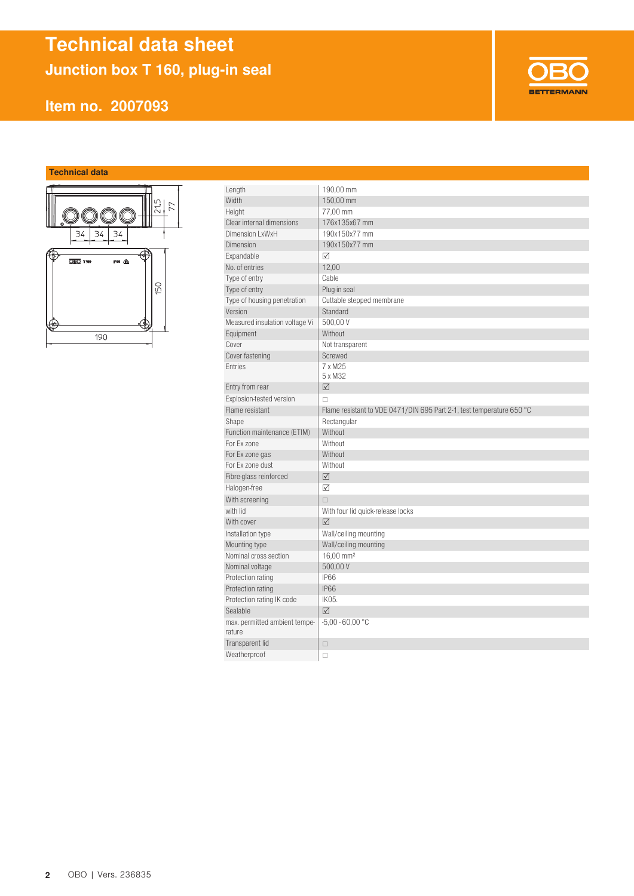# Technical data sheet

## Junction box T 160, plug-in seal

## Item no. 2007093

### Technical data

190

150

34 34 34

21.5

77

| | |
|---|---|
| Length | 190,00 mm |
| Width | 150,00 mm |
| Height | 77,00 mm |
| Clear internal dimensions | 176x135x67 mm |
| Dimension LxWxH | 190x150x77 mm |
| Dimension | 190x150x77 mm |
| Expandable | ☑ |
| No. of entries | 12,00 |
| Type of entry | Cable |
| Type of entry | Plug-in seal |
| Type of housing penetration | Cuttable stepped membrane |
| Version | Standard |
| Measured insulation voltage Vi | 500,00 V |
| Equipment | Without |
| Cover | Not transparent |
| Cover fastening | Screwed |
| Entries | 7 x M25<br>5 x M32 |
| Entry from rear | ☑ |
| Explosion-tested version | ☐ |
| Flame resistant | Flame resistant to VDE 0471/DIN 695 Part 2-1, test temperature 650 °C |
| Shape | Rectangular |
| Function maintenance (ETIM) | Without |
| For Ex zone | Without |
| For Ex zone gas | Without |
| For Ex zone dust | Without |
| Fibre-glass reinforced | ☑ |
| Halogen-free | ☑ |
| With screening | ☐ |
| with lid | With four lid quick-release locks |
| With cover | ☑ |
| Installation type | Wall/ceiling mounting |
| Mounting type | Wall/ceiling mounting |
| Nominal cross section | 16,00 mm² |
| Nominal voltage | 500,00 V |
| Protection rating | IP66 |
| Protection rating | IP66 |
| Protection rating IK code | IK05. |
| Sealable | ☑ |
| max. permitted ambient temperature | -5,00 - 60,00 °C |
| Transparent lid | ☐ |
| Weatherproof | ☐ |